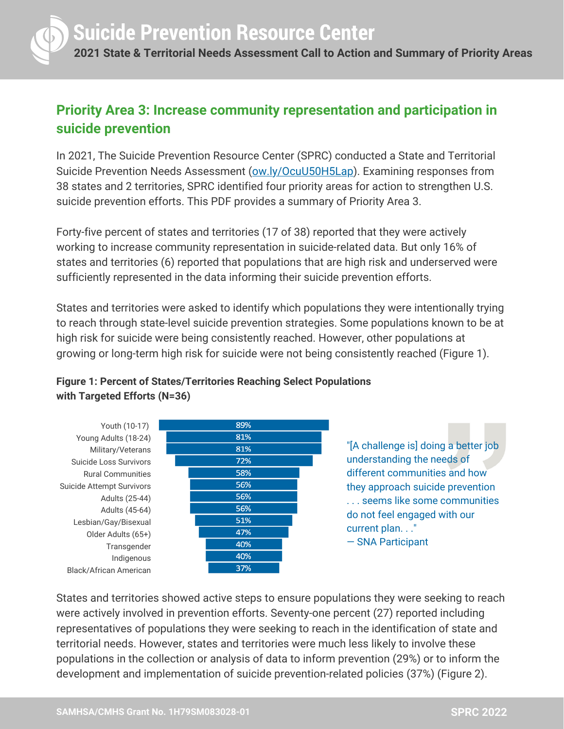# Suicide Prevention Resource Center

**2021 State & Territorial Needs Assessment Call to Action and Summary of Priority Areas**

## Priority Area 3: Increase community representation and participation in suicide prevention

In 2021, The Suicide Prevention Resource Center (SPRC) conducted a State and Territorial Suicide Prevention Needs Assessment (ow.ly/OcuU50H5Lap). Examining responses from 38 states and 2 territories, SPRC identified four priority areas for action to strengthen U.S. suicide prevention efforts. This PDF provides a summary of Priority Area 3.

Forty-five percent of states and territories (17 of 38) reported that they were actively working to increase community representation in suicide-related data. But only 16% of states and territories (6) reported that populations that are high risk and underserved were sufficiently represented in the data informing their suicide prevention efforts.

States and territories were asked to identify which populations they were intentionally trying to reach through state-level suicide prevention strategies. Some populations known to be at high risk for suicide were being consistently reached. However, other populations at growing or long-term high risk for suicide were not being consistently reached (Figure 1).

**Figure 1: Percent of States/Territories Reaching Select Populations with Targeted Efforts (N=36)**

| Population | Percent |
|---|---|
| Youth (10-17) | 89% |
| Young Adults (18-24) | 81% |
| Military/Veterans | 81% |
| Suicide Loss Survivors | 72% |
| Rural Communities | 58% |
| Suicide Attempt Survivors | 56% |
| Adults (25-44) | 56% |
| Adults (45-64) | 56% |
| Lesbian/Gay/Bisexual | 51% |
| Older Adults (65+) | 47% |
| Transgender | 40% |
| Indigenous | 40% |
| Black/African American | 37% |

"[A challenge is] doing a better job understanding the needs of different communities and how they approach suicide prevention . . . seems like some communities do not feel engaged with our current plan. . ."
— SNA Participant

States and territories showed active steps to ensure populations they were seeking to reach were actively involved in prevention efforts. Seventy-one percent (27) reported including representatives of populations they were seeking to reach in the identification of state and territorial needs. However, states and territories were much less likely to involve these populations in the collection or analysis of data to inform prevention (29%) or to inform the development and implementation of suicide prevention-related policies (37%) (Figure 2).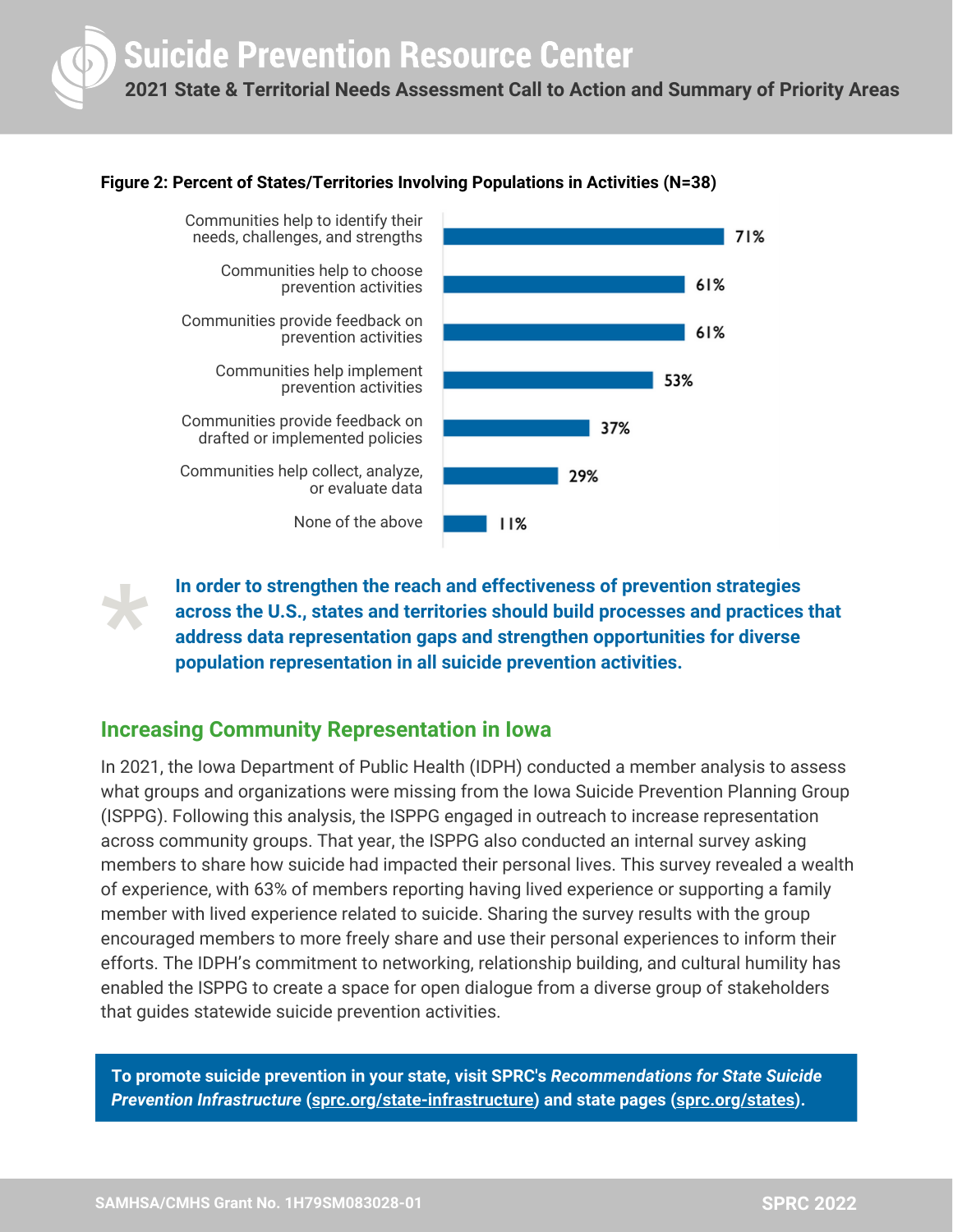**Figure 2: Percent of States/Territories Involving Populations in Activities (N=38)**

Communities help to identify their needs, challenges, and strengths 71%

Communities help to choose prevention activities 61%

Communities provide feedback on prevention activities 61%

Communities help implement prevention activities 53%

Communities provide feedback on drafted or implemented policies 37%

Communities help collect, analyze, or evaluate data 29%

None of the above 11%

**In order to strengthen the reach and effectiveness of prevention strategies across the U.S., states and territories should build processes and practices that address data representation gaps and strengthen opportunities for diverse population representation in all suicide prevention activities.**

## Increasing Community Representation in Iowa

In 2021, the Iowa Department of Public Health (IDPH) conducted a member analysis to assess what groups and organizations were missing from the Iowa Suicide Prevention Planning Group (ISPPG). Following this analysis, the ISPPG engaged in outreach to increase representation across community groups. That year, the ISPPG also conducted an internal survey asking members to share how suicide had impacted their personal lives. This survey revealed a wealth of experience, with 63% of members reporting having lived experience or supporting a family member with lived experience related to suicide. Sharing the survey results with the group encouraged members to more freely share and use their personal experiences to inform their efforts. The IDPH's commitment to networking, relationship building, and cultural humility has enabled the ISPPG to create a space for open dialogue from a diverse group of stakeholders that guides statewide suicide prevention activities.

**To promote suicide prevention in your state, visit SPRC's *Recommendations for State Suicide Prevention Infrastructure* (sprc.org/state-infrastructure) and state pages (sprc.org/states).**

SAMHSA/CMHS Grant No. 1H79SM083028-01

SPRC 2022